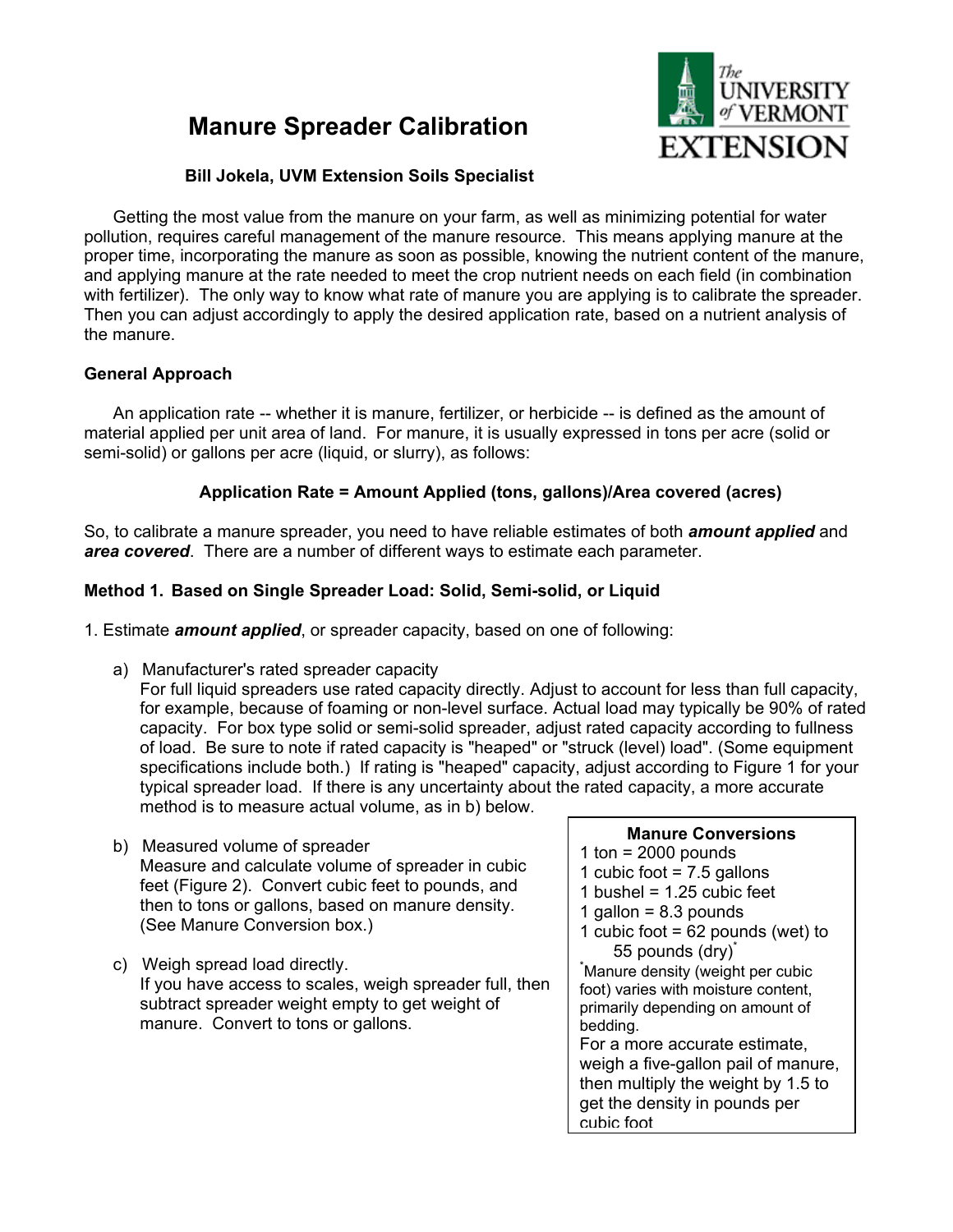# Manure Spreader Calibration

**Bill Jokela, UVM Extension Soils Specialist**

Getting the most value from the manure on your farm, as well as minimizing potential for water pollution, requires careful management of the manure resource. This means applying manure at the proper time, incorporating the manure as soon as possible, knowing the nutrient content of the manure, and applying manure at the rate needed to meet the crop nutrient needs on each field (in combination with fertilizer). The only way to know what rate of manure you are applying is to calibrate the spreader. Then you can adjust accordingly to apply the desired application rate, based on a nutrient analysis of the manure.

## General Approach

An application rate -- whether it is manure, fertilizer, or herbicide -- is defined as the amount of material applied per unit area of land. For manure, it is usually expressed in tons per acre (solid or semi-solid) or gallons per acre (liquid, or slurry), as follows:

**Application Rate = Amount Applied (tons, gallons)/Area covered (acres)**

So, to calibrate a manure spreader, you need to have reliable estimates of both ***amount applied*** and ***area covered***. There are a number of different ways to estimate each parameter.

## Method 1. Based on Single Spreader Load: Solid, Semi-solid, or Liquid

1. Estimate ***amount applied***, or spreader capacity, based on one of following:

   a) Manufacturer's rated spreader capacity
   For full liquid spreaders use rated capacity directly. Adjust to account for less than full capacity, for example, because of foaming or non-level surface. Actual load may typically be 90% of rated capacity. For box type solid or semi-solid spreader, adjust rated capacity according to fullness of load. Be sure to note if rated capacity is "heaped" or "struck (level) load". (Some equipment specifications include both.) If rating is "heaped" capacity, adjust according to Figure 1 for your typical spreader load. If there is any uncertainty about the rated capacity, a more accurate method is to measure actual volume, as in b) below.

   b) Measured volume of spreader
   Measure and calculate volume of spreader in cubic feet (Figure 2). Convert cubic feet to pounds, and then to tons or gallons, based on manure density. (See Manure Conversion box.)

   c) Weigh spread load directly.
   If you have access to scales, weigh spreader full, then subtract spreader weight empty to get weight of manure. Convert to tons or gallons.

> **Manure Conversions**
> 1 ton = 2000 pounds
> 1 cubic foot = 7.5 gallons
> 1 bushel = 1.25 cubic feet
> 1 gallon = 8.3 pounds
> 1 cubic foot = 62 pounds (wet) to 55 pounds (dry)*
>
> *Manure density (weight per cubic foot) varies with moisture content, primarily depending on amount of bedding.
> For a more accurate estimate, weigh a five-gallon pail of manure, then multiply the weight by 1.5 to get the density in pounds per cubic foot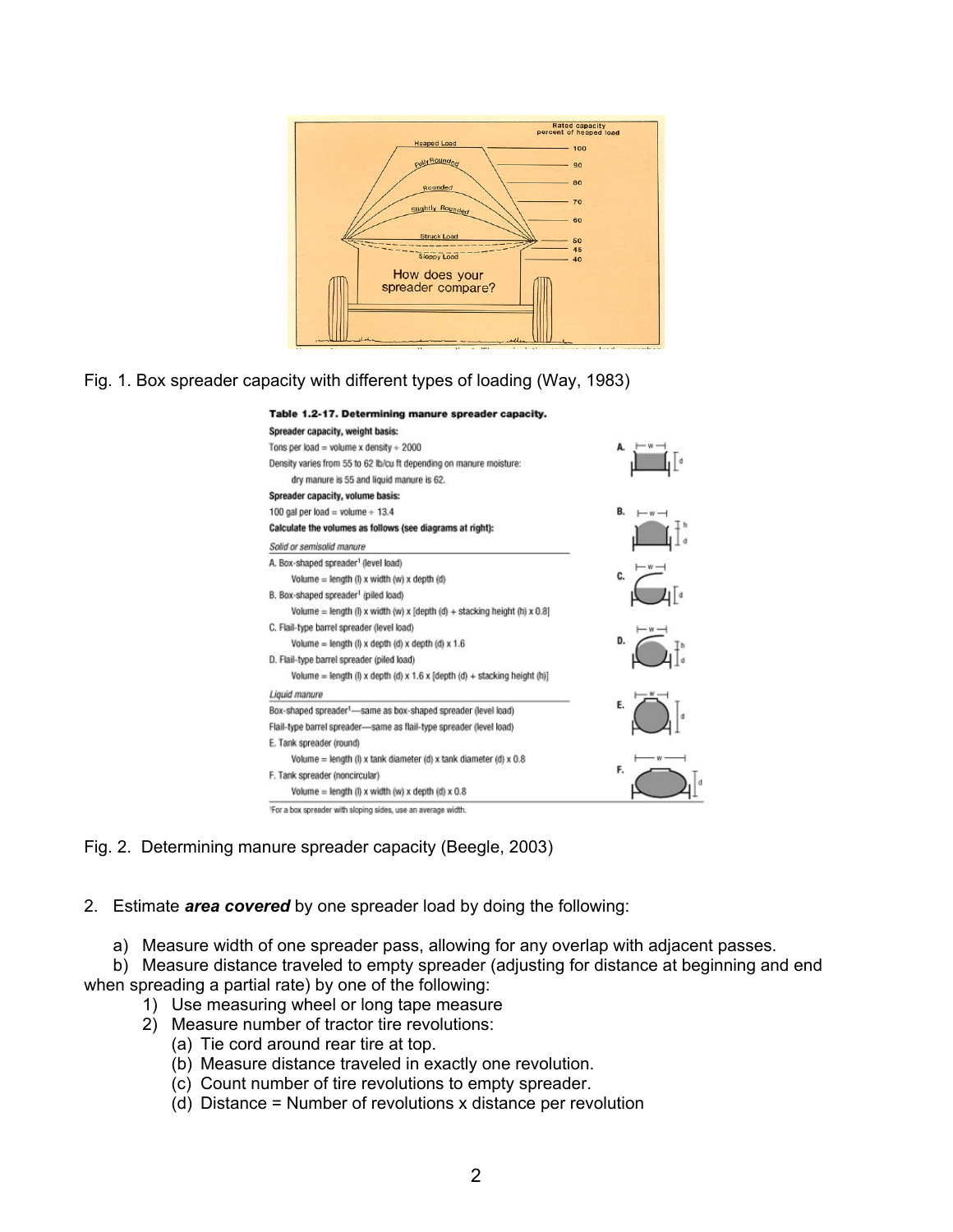Fig. 1. Box spreader capacity with different types of loading (Way, 1983)

**Table 1.2-17. Determining manure spreader capacity.**

**Spreader capacity, weight basis:**

Tons per load = volume x density ÷ 2000

Density varies from 55 to 62 lb/cu ft depending on manure moisture:
dry manure is 55 and liquid manure is 62.

**Spreader capacity, volume basis:**

100 gal per load = volume ÷ 13.4

**Calculate the volumes as follows (see diagrams at right):**

*Solid or semisolid manure*

A. Box-shaped spreader[1] (level load)
Volume = length (l) x width (w) x depth (d)

B. Box-shaped spreader[1] (piled load)
Volume = length (l) x width (w) x [depth (d) + stacking height (h) x 0.8]

C. Flail-type barrel spreader (level load)
Volume = length (l) x depth (d) x depth (d) x 1.6

D. Flail-type barrel spreader (piled load)
Volume = length (l) x depth (d) x 1.6 x [depth (d) + stacking height (h)]

*Liquid manure*

Box-shaped spreader[1]—same as box-shaped spreader (level load)

Flail-type barrel spreader—same as flail-type spreader (level load)

E. Tank spreader (round)
Volume = length (l) x tank diameter (d) x tank diameter (d) x 0.8

F. Tank spreader (noncircular)
Volume = length (l) x width (w) x depth (d) x 0.8

[1]For a box spreader with sloping sides, use an average width.

Fig. 2. Determining manure spreader capacity (Beegle, 2003)

2. Estimate ***area covered*** by one spreader load by doing the following:

   a) Measure width of one spreader pass, allowing for any overlap with adjacent passes.

   b) Measure distance traveled to empty spreader (adjusting for distance at beginning and end when spreading a partial rate) by one of the following:

      1) Use measuring wheel or long tape measure
      2) Measure number of tractor tire revolutions:
         (a) Tie cord around rear tire at top.
         (b) Measure distance traveled in exactly one revolution.
         (c) Count number of tire revolutions to empty spreader.
         (d) Distance = Number of revolutions x distance per revolution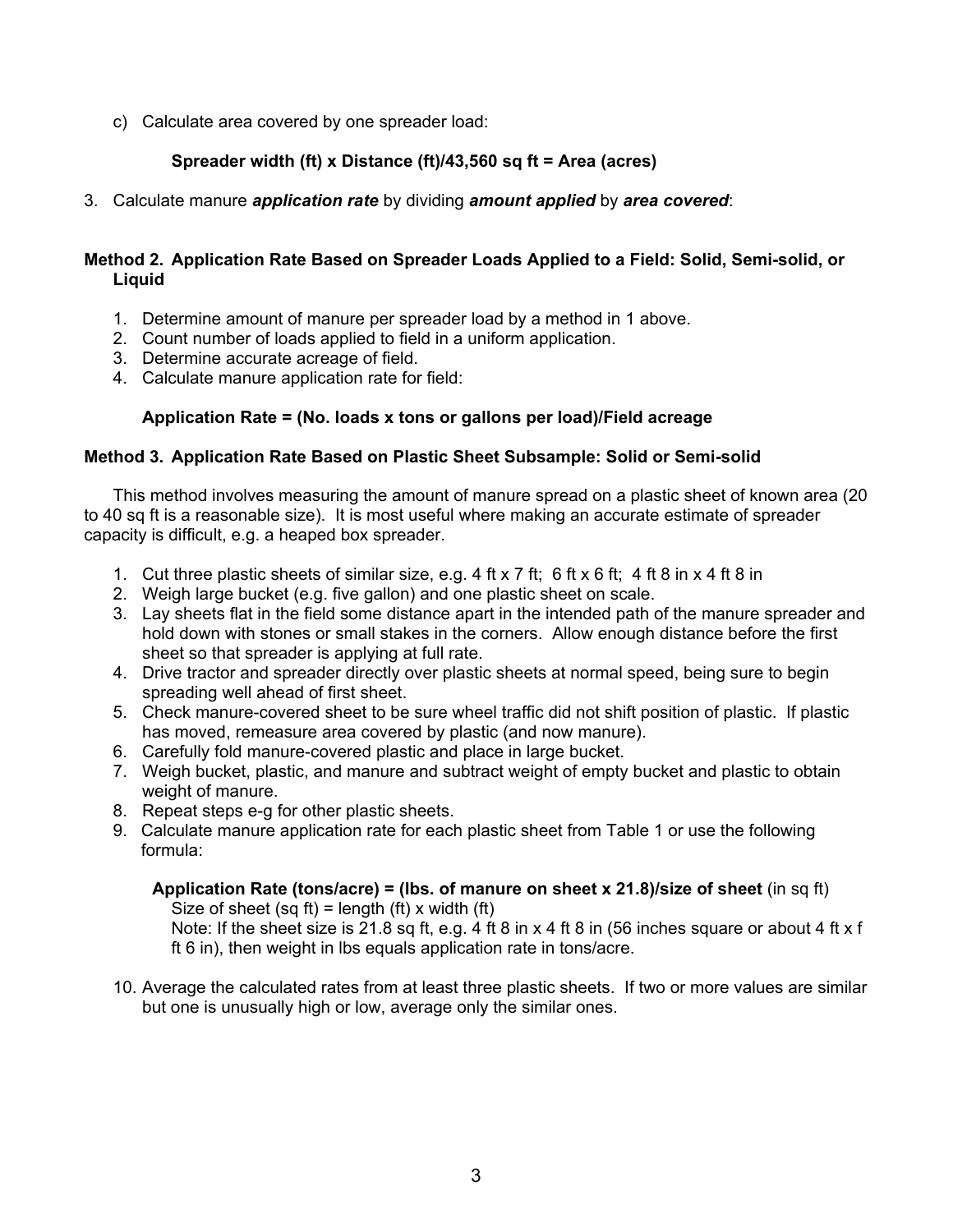c) Calculate area covered by one spreader load:

**Spreader width (ft) x Distance (ft)/43,560 sq ft = Area (acres)**

3. Calculate manure ***application rate*** by dividing ***amount applied*** by ***area covered***:

**Method 2. Application Rate Based on Spreader Loads Applied to a Field: Solid, Semi-solid, or Liquid**

1. Determine amount of manure per spreader load by a method in 1 above.
2. Count number of loads applied to field in a uniform application.
3. Determine accurate acreage of field.
4. Calculate manure application rate for field:

**Application Rate = (No. loads x tons or gallons per load)/Field acreage**

**Method 3. Application Rate Based on Plastic Sheet Subsample: Solid or Semi-solid**

This method involves measuring the amount of manure spread on a plastic sheet of known area (20 to 40 sq ft is a reasonable size). It is most useful where making an accurate estimate of spreader capacity is difficult, e.g. a heaped box spreader.

1. Cut three plastic sheets of similar size, e.g. 4 ft x 7 ft; 6 ft x 6 ft; 4 ft 8 in x 4 ft 8 in
2. Weigh large bucket (e.g. five gallon) and one plastic sheet on scale.
3. Lay sheets flat in the field some distance apart in the intended path of the manure spreader and hold down with stones or small stakes in the corners. Allow enough distance before the first sheet so that spreader is applying at full rate.
4. Drive tractor and spreader directly over plastic sheets at normal speed, being sure to begin spreading well ahead of first sheet.
5. Check manure-covered sheet to be sure wheel traffic did not shift position of plastic. If plastic has moved, remeasure area covered by plastic (and now manure).
6. Carefully fold manure-covered plastic and place in large bucket.
7. Weigh bucket, plastic, and manure and subtract weight of empty bucket and plastic to obtain weight of manure.
8. Repeat steps e-g for other plastic sheets.
9. Calculate manure application rate for each plastic sheet from Table 1 or use the following formula:

   **Application Rate (tons/acre) = (lbs. of manure on sheet x 21.8)/size of sheet** (in sq ft)
   Size of sheet (sq ft) = length (ft) x width (ft)
   Note: If the sheet size is 21.8 sq ft, e.g. 4 ft 8 in x 4 ft 8 in (56 inches square or about 4 ft x f ft 6 in), then weight in lbs equals application rate in tons/acre.

10. Average the calculated rates from at least three plastic sheets. If two or more values are similar but one is unusually high or low, average only the similar ones.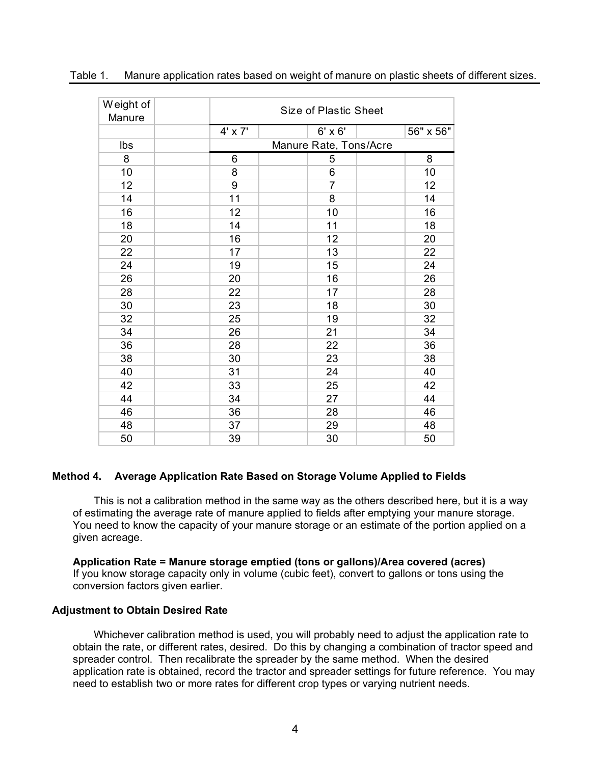Table 1. Manure application rates based on weight of manure on plastic sheets of different sizes.

| Weight of Manure | Size of Plastic Sheet | | |
|---|---|---|---|
| | 4' x 7' | 6' x 6' | 56" x 56" |
| lbs | Manure Rate, Tons/Acre | | |
| 8 | 6 | 5 | 8 |
| 10 | 8 | 6 | 10 |
| 12 | 9 | 7 | 12 |
| 14 | 11 | 8 | 14 |
| 16 | 12 | 10 | 16 |
| 18 | 14 | 11 | 18 |
| 20 | 16 | 12 | 20 |
| 22 | 17 | 13 | 22 |
| 24 | 19 | 15 | 24 |
| 26 | 20 | 16 | 26 |
| 28 | 22 | 17 | 28 |
| 30 | 23 | 18 | 30 |
| 32 | 25 | 19 | 32 |
| 34 | 26 | 21 | 34 |
| 36 | 28 | 22 | 36 |
| 38 | 30 | 23 | 38 |
| 40 | 31 | 24 | 40 |
| 42 | 33 | 25 | 42 |
| 44 | 34 | 27 | 44 |
| 46 | 36 | 28 | 46 |
| 48 | 37 | 29 | 48 |
| 50 | 39 | 30 | 50 |

### Method 4. Average Application Rate Based on Storage Volume Applied to Fields

This is not a calibration method in the same way as the others described here, but it is a way of estimating the average rate of manure applied to fields after emptying your manure storage. You need to know the capacity of your manure storage or an estimate of the portion applied on a given acreage.

**Application Rate = Manure storage emptied (tons or gallons)/Area covered (acres)**
If you know storage capacity only in volume (cubic feet), convert to gallons or tons using the conversion factors given earlier.

### Adjustment to Obtain Desired Rate

Whichever calibration method is used, you will probably need to adjust the application rate to obtain the rate, or different rates, desired. Do this by changing a combination of tractor speed and spreader control. Then recalibrate the spreader by the same method. When the desired application rate is obtained, record the tractor and spreader settings for future reference. You may need to establish two or more rates for different crop types or varying nutrient needs.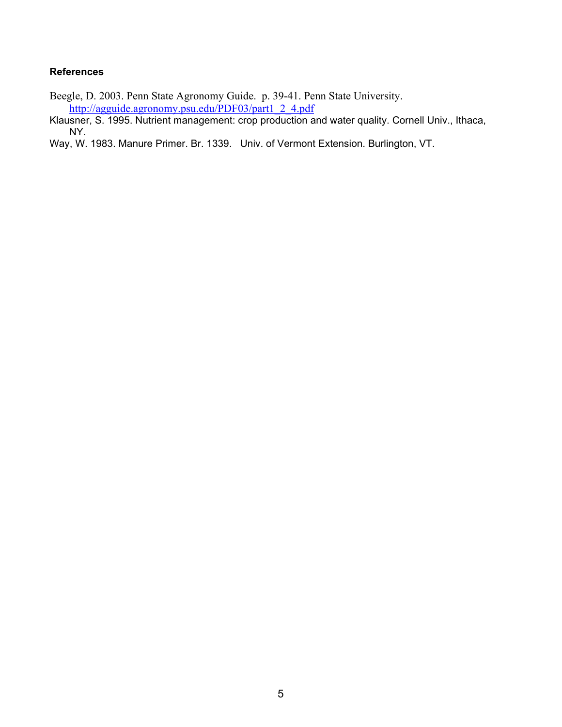**References**

Beegle, D. 2003. Penn State Agronomy Guide. p. 39-41. Penn State University. http://agguide.agronomy.psu.edu/PDF03/part1_2_4.pdf

Klausner, S. 1995. Nutrient management: crop production and water quality. Cornell Univ., Ithaca, NY.

Way, W. 1983. Manure Primer. Br. 1339. Univ. of Vermont Extension. Burlington, VT.